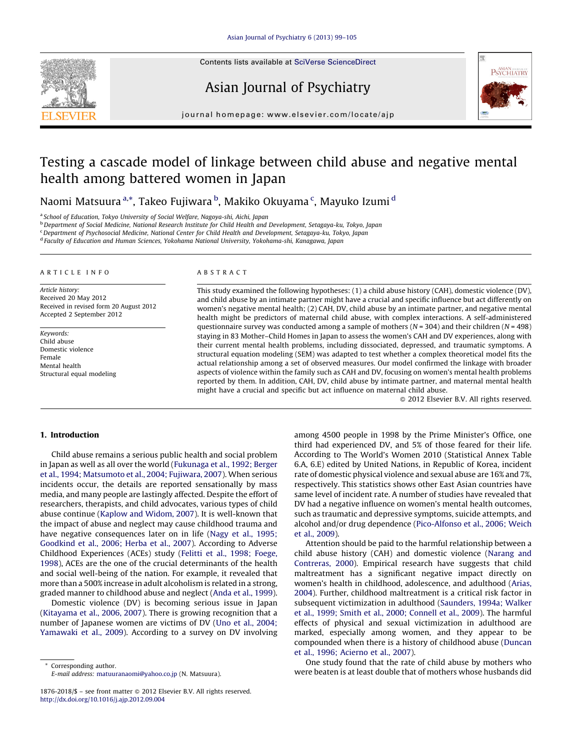# Testing a cascade model of linkage between child abuse and negative mental health among battered women in Japan

Naomi Matsuura [a,*], Takeo Fujiwara [b], Makiko Okuyama [c], Mayuko Izumi [d]

[a] School of Education, Tokyo University of Social Welfare, Nagoya-shi, Aichi, Japan
[b] Department of Social Medicine, National Research Institute for Child Health and Development, Setagaya-ku, Tokyo, Japan
[c] Department of Psychosocial Medicine, National Center for Child Health and Development, Setagaya-ku, Tokyo, Japan
[d] Faculty of Education and Human Sciences, Yokohama National University, Yokohama-shi, Kanagawa, Japan

**ARTICLE INFO**

*Article history:*
Received 20 May 2012
Received in revised form 20 August 2012
Accepted 2 September 2012

*Keywords:*
Child abuse
Domestic violence
Female
Mental health
Structural equal modeling

**ABSTRACT**

This study examined the following hypotheses: (1) a child abuse history (CAH), domestic violence (DV), and child abuse by an intimate partner might have a crucial and specific influence but act differently on women's negative mental health; (2) CAH, DV, child abuse by an intimate partner, and negative mental health might be predictors of maternal child abuse, with complex interactions. A self-administered questionnaire survey was conducted among a sample of mothers ($N = 304$) and their children ($N = 498$) staying in 83 Mother–Child Homes in Japan to assess the women's CAH and DV experiences, along with their current mental health problems, including dissociated, depressed, and traumatic symptoms. A structural equation modeling (SEM) was adapted to test whether a complex theoretical model fits the actual relationship among a set of observed measures. Our model confirmed the linkage with broader aspects of violence within the family such as CAH and DV, focusing on women's mental health problems reported by them. In addition, CAH, DV, child abuse by intimate partner, and maternal mental health might have a crucial and specific but act influence on maternal child abuse.

© 2012 Elsevier B.V. All rights reserved.

## 1. Introduction

Child abuse remains a serious public health and social problem in Japan as well as all over the world (Fukunaga et al., 1992; Berger et al., 1994; Matsumoto et al., 2004; Fujiwara, 2007). When serious incidents occur, the details are reported sensationally by mass media, and many people are lastingly affected. Despite the effort of researchers, therapists, and child advocates, various types of child abuse continue (Kaplow and Widom, 2007). It is well-known that the impact of abuse and neglect may cause childhood trauma and have negative consequences later on in life (Nagy et al., 1995; Goodkind et al., 2006; Herba et al., 2007). According to Adverse Childhood Experiences (ACEs) study (Felitti et al., 1998; Foege, 1998), ACEs are the one of the crucial determinants of the health and social well-being of the nation. For example, it revealed that more than a 500% increase in adult alcoholism is related in a strong, graded manner to childhood abuse and neglect (Anda et al., 1999).

Domestic violence (DV) is becoming serious issue in Japan (Kitayama et al., 2006, 2007). There is growing recognition that a number of Japanese women are victims of DV (Uno et al., 2004; Yamawaki et al., 2009). According to a survey on DV involving among 4500 people in 1998 by the Prime Minister's Office, one third had experienced DV, and 5% of those feared for their life. According to The World's Women 2010 (Statistical Annex Table 6.A, 6.E) edited by United Nations, in Republic of Korea, incident rate of domestic physical violence and sexual abuse are 16% and 7%, respectively. This statistics shows other East Asian countries have same level of incident rate. A number of studies have revealed that DV had a negative influence on women's mental health outcomes, such as traumatic and depressive symptoms, suicide attempts, and alcohol and/or drug dependence (Pico-Alfonso et al., 2006; Weich et al., 2009).

Attention should be paid to the harmful relationship between a child abuse history (CAH) and domestic violence (Narang and Contreras, 2000). Empirical research have suggests that child maltreatment has a significant negative impact directly on women's health in childhood, adolescence, and adulthood (Arias, 2004). Further, childhood maltreatment is a critical risk factor in subsequent victimization in adulthood (Saunders, 1994a; Walker et al., 1999; Smith et al., 2000; Connell et al., 2009). The harmful effects of physical and sexual victimization in adulthood are marked, especially among women, and they appear to be compounded when there is a history of childhood abuse (Duncan et al., 1996; Acierno et al., 2007).

One study found that the rate of child abuse by mothers who were beaten is at least double that of mothers whose husbands did

* Corresponding author.
E-mail address: matuuranaomi@yahoo.co.jp (N. Matsuura).

1876-2018/$ – see front matter © 2012 Elsevier B.V. All rights reserved.
http://dx.doi.org/10.1016/j.ajp.2012.09.004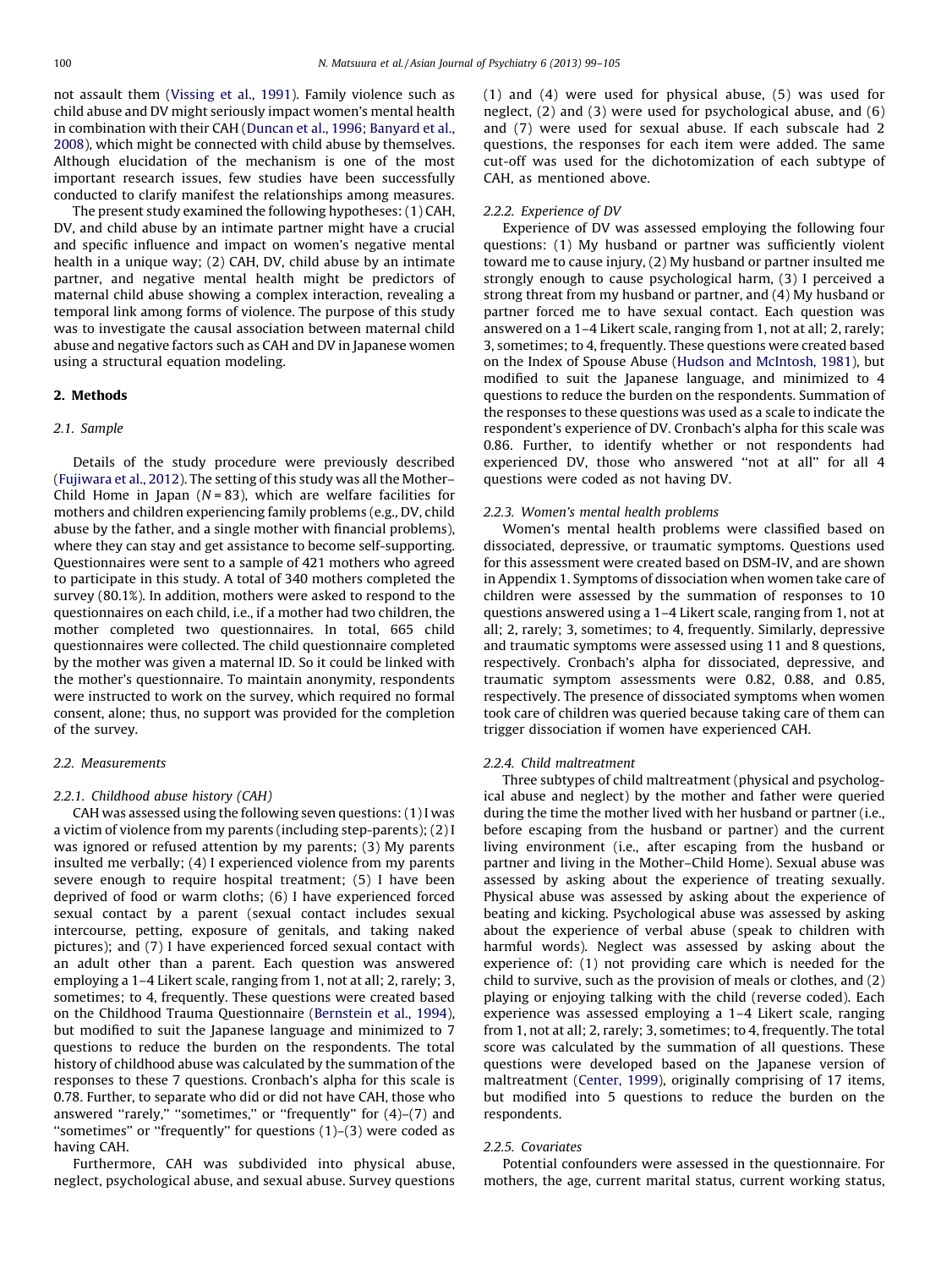not assault them (Vissing et al., 1991). Family violence such as child abuse and DV might seriously impact women's mental health in combination with their CAH (Duncan et al., 1996; Banyard et al., 2008), which might be connected with child abuse by themselves. Although elucidation of the mechanism is one of the most important research issues, few studies have been successfully conducted to clarify manifest the relationships among measures.

The present study examined the following hypotheses: (1) CAH, DV, and child abuse by an intimate partner might have a crucial and specific influence and impact on women's negative mental health in a unique way; (2) CAH, DV, child abuse by an intimate partner, and negative mental health might be predictors of maternal child abuse showing a complex interaction, revealing a temporal link among forms of violence. The purpose of this study was to investigate the causal association between maternal child abuse and negative factors such as CAH and DV in Japanese women using a structural equation modeling.

## 2. Methods

### 2.1. Sample

Details of the study procedure were previously described (Fujiwara et al., 2012). The setting of this study was all the Mother–Child Home in Japan ($N = 83$), which are welfare facilities for mothers and children experiencing family problems (e.g., DV, child abuse by the father, and a single mother with financial problems), where they can stay and get assistance to become self-supporting. Questionnaires were sent to a sample of 421 mothers who agreed to participate in this study. A total of 340 mothers completed the survey (80.1%). In addition, mothers were asked to respond to the questionnaires on each child, i.e., if a mother had two children, the mother completed two questionnaires. In total, 665 child questionnaires were collected. The child questionnaire completed by the mother was given a maternal ID. So it could be linked with the mother's questionnaire. To maintain anonymity, respondents were instructed to work on the survey, which required no formal consent, alone; thus, no support was provided for the completion of the survey.

### 2.2. Measurements

#### 2.2.1. Childhood abuse history (CAH)

CAH was assessed using the following seven questions: (1) I was a victim of violence from my parents (including step-parents); (2) I was ignored or refused attention by my parents; (3) My parents insulted me verbally; (4) I experienced violence from my parents severe enough to require hospital treatment; (5) I have been deprived of food or warm cloths; (6) I have experienced forced sexual contact by a parent (sexual contact includes sexual intercourse, petting, exposure of genitals, and taking naked pictures); and (7) I have experienced forced sexual contact with an adult other than a parent. Each question was answered employing a 1–4 Likert scale, ranging from 1, not at all; 2, rarely; 3, sometimes; to 4, frequently. These questions were created based on the Childhood Trauma Questionnaire (Bernstein et al., 1994), but modified to suit the Japanese language and minimized to 7 questions to reduce the burden on the respondents. The total history of childhood abuse was calculated by the summation of the responses to these 7 questions. Cronbach's alpha for this scale is 0.78. Further, to separate who did or did not have CAH, those who answered "rarely," "sometimes," or "frequently" for (4)–(7) and "sometimes" or "frequently" for questions (1)–(3) were coded as having CAH.

Furthermore, CAH was subdivided into physical abuse, neglect, psychological abuse, and sexual abuse. Survey questions (1) and (4) were used for physical abuse, (5) was used for neglect, (2) and (3) were used for psychological abuse, and (6) and (7) were used for sexual abuse. If each subscale had 2 questions, the responses for each item were added. The same cut-off was used for the dichotomization of each subtype of CAH, as mentioned above.

#### 2.2.2. Experience of DV

Experience of DV was assessed employing the following four questions: (1) My husband or partner was sufficiently violent toward me to cause injury, (2) My husband or partner insulted me strongly enough to cause psychological harm, (3) I perceived a strong threat from my husband or partner, and (4) My husband or partner forced me to have sexual contact. Each question was answered on a 1–4 Likert scale, ranging from 1, not at all; 2, rarely; 3, sometimes; to 4, frequently. These questions were created based on the Index of Spouse Abuse (Hudson and McIntosh, 1981), but modified to suit the Japanese language, and minimized to 4 questions to reduce the burden on the respondents. Summation of the responses to these questions was used as a scale to indicate the respondent's experience of DV. Cronbach's alpha for this scale was 0.86. Further, to identify whether or not respondents had experienced DV, those who answered "not at all" for all 4 questions were coded as not having DV.

#### 2.2.3. Women's mental health problems

Women's mental health problems were classified based on dissociated, depressive, or traumatic symptoms. Questions used for this assessment were created based on DSM-IV, and are shown in Appendix 1. Symptoms of dissociation when women take care of children were assessed by the summation of responses to 10 questions answered using a 1–4 Likert scale, ranging from 1, not at all; 2, rarely; 3, sometimes; to 4, frequently. Similarly, depressive and traumatic symptoms were assessed using 11 and 8 questions, respectively. Cronbach's alpha for dissociated, depressive, and traumatic symptom assessments were 0.82, 0.88, and 0.85, respectively. The presence of dissociated symptoms when women took care of children was queried because taking care of them can trigger dissociation if women have experienced CAH.

#### 2.2.4. Child maltreatment

Three subtypes of child maltreatment (physical and psychological abuse and neglect) by the mother and father were queried during the time the mother lived with her husband or partner (i.e., before escaping from the husband or partner) and the current living environment (i.e., after escaping from the husband or partner and living in the Mother–Child Home). Sexual abuse was assessed by asking about the experience of treating sexually. Physical abuse was assessed by asking about the experience of beating and kicking. Psychological abuse was assessed by asking about the experience of verbal abuse (speak to children with harmful words). Neglect was assessed by asking about the experience of: (1) not providing care which is needed for the child to survive, such as the provision of meals or clothes, and (2) playing or enjoying talking with the child (reverse coded). Each experience was assessed employing a 1–4 Likert scale, ranging from 1, not at all; 2, rarely; 3, sometimes; to 4, frequently. The total score was calculated by the summation of all questions. These questions were developed based on the Japanese version of maltreatment (Center, 1999), originally comprising of 17 items, but modified into 5 questions to reduce the burden on the respondents.

#### 2.2.5. Covariates

Potential confounders were assessed in the questionnaire. For mothers, the age, current marital status, current working status,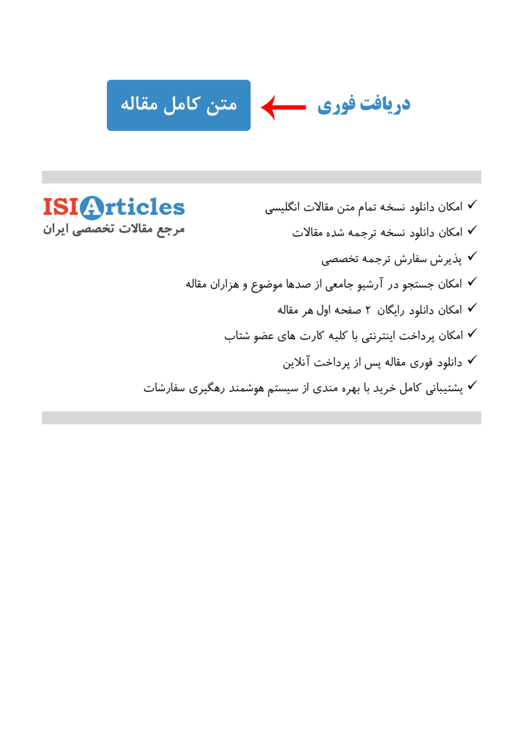دریافت فوری ← **متن کامل مقاله**

**ISIArticles**
مرجع مقالات تخصصی ایران

- ✓ امکان دانلود نسخه تمام متن مقالات انگلیسی
- ✓ امکان دانلود نسخه ترجمه شده مقالات
- ✓ پذیرش سفارش ترجمه تخصصی
- ✓ امکان جستجو در آرشیو جامعی از صدها موضوع و هزاران مقاله
- ✓ امکان دانلود رایگان ۲ صفحه اول هر مقاله
- ✓ امکان پرداخت اینترنتی با کلیه کارت های عضو شتاب
- ✓ دانلود فوری مقاله پس از پرداخت آنلاین
- ✓ پشتیبانی کامل خرید با بهره مندی از سیستم هوشمند رهگیری سفارشات